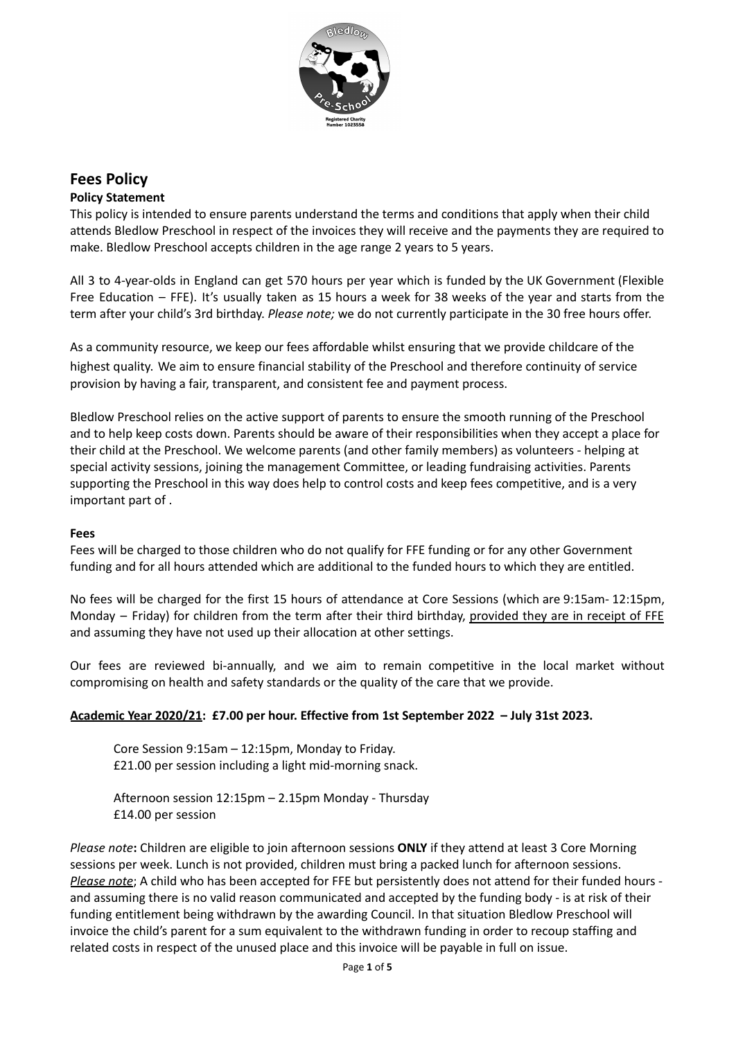# Fees Policy

**Policy Statement**

This policy is intended to ensure parents understand the terms and conditions that apply when their child attends Bledlow Preschool in respect of the invoices they will receive and the payments they are required to make. Bledlow Preschool accepts children in the age range 2 years to 5 years.

All 3 to 4-year-olds in England can get 570 hours per year which is funded by the UK Government (Flexible Free Education – FFE). It's usually taken as 15 hours a week for 38 weeks of the year and starts from the term after your child's 3rd birthday. *Please note;* we do not currently participate in the 30 free hours offer.

As a community resource, we keep our fees affordable whilst ensuring that we provide childcare of the highest quality. We aim to ensure financial stability of the Preschool and therefore continuity of service provision by having a fair, transparent, and consistent fee and payment process.

Bledlow Preschool relies on the active support of parents to ensure the smooth running of the Preschool and to help keep costs down. Parents should be aware of their responsibilities when they accept a place for their child at the Preschool. We welcome parents (and other family members) as volunteers - helping at special activity sessions, joining the management Committee, or leading fundraising activities. Parents supporting the Preschool in this way does help to control costs and keep fees competitive, and is a very important part of .

**Fees**

Fees will be charged to those children who do not qualify for FFE funding or for any other Government funding and for all hours attended which are additional to the funded hours to which they are entitled.

No fees will be charged for the first 15 hours of attendance at Core Sessions (which are 9:15am- 12:15pm, Monday – Friday) for children from the term after their third birthday, <u>provided they are in receipt of FFE</u> and assuming they have not used up their allocation at other settings.

Our fees are reviewed bi-annually, and we aim to remain competitive in the local market without compromising on health and safety standards or the quality of the care that we provide.

**<u>Academic Year 2020/21</u>: £7.00 per hour. Effective from 1st September 2022 – July 31st 2023.**

Core Session 9:15am – 12:15pm, Monday to Friday.
£21.00 per session including a light mid-morning snack.

Afternoon session 12:15pm – 2.15pm Monday - Thursday
£14.00 per session

*Please note*: Children are eligible to join afternoon sessions **ONLY** if they attend at least 3 Core Morning sessions per week. Lunch is not provided, children must bring a packed lunch for afternoon sessions. *<u>Please note</u>*; A child who has been accepted for FFE but persistently does not attend for their funded hours - and assuming there is no valid reason communicated and accepted by the funding body - is at risk of their funding entitlement being withdrawn by the awarding Council. In that situation Bledlow Preschool will invoice the child's parent for a sum equivalent to the withdrawn funding in order to recoup staffing and related costs in respect of the unused place and this invoice will be payable in full on issue.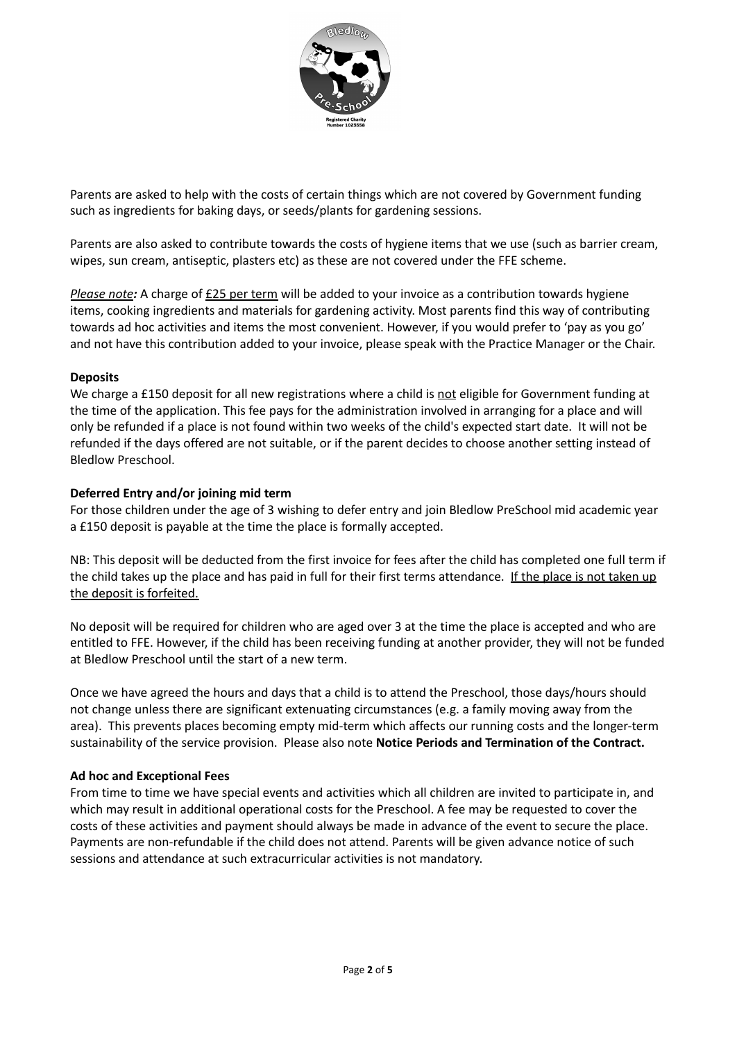Parents are asked to help with the costs of certain things which are not covered by Government funding such as ingredients for baking days, or seeds/plants for gardening sessions.

Parents are also asked to contribute towards the costs of hygiene items that we use (such as barrier cream, wipes, sun cream, antiseptic, plasters etc) as these are not covered under the FFE scheme.

*Please note:* A charge of £25 per term will be added to your invoice as a contribution towards hygiene items, cooking ingredients and materials for gardening activity. Most parents find this way of contributing towards ad hoc activities and items the most convenient. However, if you would prefer to 'pay as you go' and not have this contribution added to your invoice, please speak with the Practice Manager or the Chair.

**Deposits**

We charge a £150 deposit for all new registrations where a child is not eligible for Government funding at the time of the application. This fee pays for the administration involved in arranging for a place and will only be refunded if a place is not found within two weeks of the child's expected start date. It will not be refunded if the days offered are not suitable, or if the parent decides to choose another setting instead of Bledlow Preschool.

**Deferred Entry and/or joining mid term**

For those children under the age of 3 wishing to defer entry and join Bledlow PreSchool mid academic year a £150 deposit is payable at the time the place is formally accepted.

NB: This deposit will be deducted from the first invoice for fees after the child has completed one full term if the child takes up the place and has paid in full for their first terms attendance. If the place is not taken up the deposit is forfeited.

No deposit will be required for children who are aged over 3 at the time the place is accepted and who are entitled to FFE. However, if the child has been receiving funding at another provider, they will not be funded at Bledlow Preschool until the start of a new term.

Once we have agreed the hours and days that a child is to attend the Preschool, those days/hours should not change unless there are significant extenuating circumstances (e.g. a family moving away from the area). This prevents places becoming empty mid-term which affects our running costs and the longer-term sustainability of the service provision. Please also note **Notice Periods and Termination of the Contract.**

**Ad hoc and Exceptional Fees**

From time to time we have special events and activities which all children are invited to participate in, and which may result in additional operational costs for the Preschool. A fee may be requested to cover the costs of these activities and payment should always be made in advance of the event to secure the place. Payments are non-refundable if the child does not attend. Parents will be given advance notice of such sessions and attendance at such extracurricular activities is not mandatory.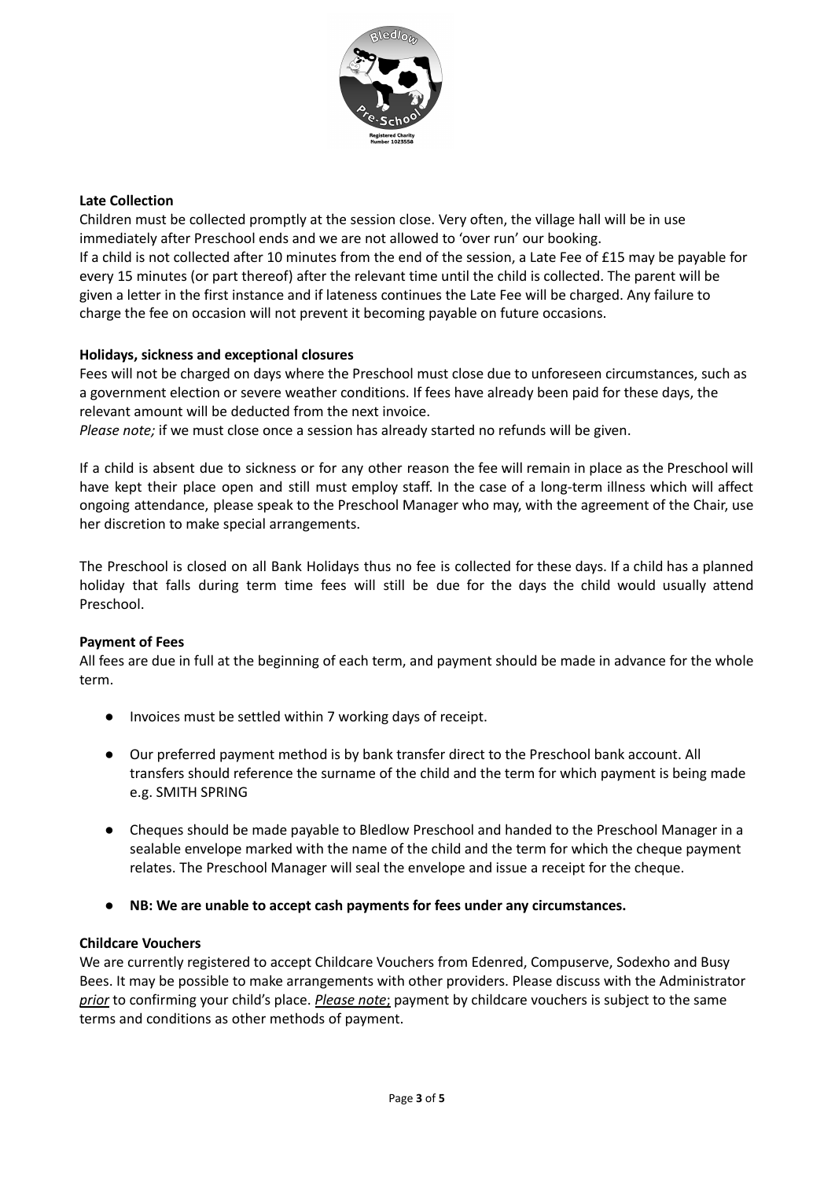### Late Collection

Children must be collected promptly at the session close. Very often, the village hall will be in use immediately after Preschool ends and we are not allowed to 'over run' our booking.
If a child is not collected after 10 minutes from the end of the session, a Late Fee of £15 may be payable for every 15 minutes (or part thereof) after the relevant time until the child is collected. The parent will be given a letter in the first instance and if lateness continues the Late Fee will be charged. Any failure to charge the fee on occasion will not prevent it becoming payable on future occasions.

### Holidays, sickness and exceptional closures

Fees will not be charged on days where the Preschool must close due to unforeseen circumstances, such as a government election or severe weather conditions. If fees have already been paid for these days, the relevant amount will be deducted from the next invoice.
*Please note;* if we must close once a session has already started no refunds will be given.

If a child is absent due to sickness or for any other reason the fee will remain in place as the Preschool will have kept their place open and still must employ staff. In the case of a long-term illness which will affect ongoing attendance, please speak to the Preschool Manager who may, with the agreement of the Chair, use her discretion to make special arrangements.

The Preschool is closed on all Bank Holidays thus no fee is collected for these days. If a child has a planned holiday that falls during term time fees will still be due for the days the child would usually attend Preschool.

### Payment of Fees

All fees are due in full at the beginning of each term, and payment should be made in advance for the whole term.

- Invoices must be settled within 7 working days of receipt.
- Our preferred payment method is by bank transfer direct to the Preschool bank account. All transfers should reference the surname of the child and the term for which payment is being made e.g. SMITH SPRING
- Cheques should be made payable to Bledlow Preschool and handed to the Preschool Manager in a sealable envelope marked with the name of the child and the term for which the cheque payment relates. The Preschool Manager will seal the envelope and issue a receipt for the cheque.
- **NB: We are unable to accept cash payments for fees under any circumstances.**

### Childcare Vouchers

We are currently registered to accept Childcare Vouchers from Edenred, Compuserve, Sodexho and Busy Bees. It may be possible to make arrangements with other providers. Please discuss with the Administrator ***prior*** to confirming your child's place. ***Please note***; payment by childcare vouchers is subject to the same terms and conditions as other methods of payment.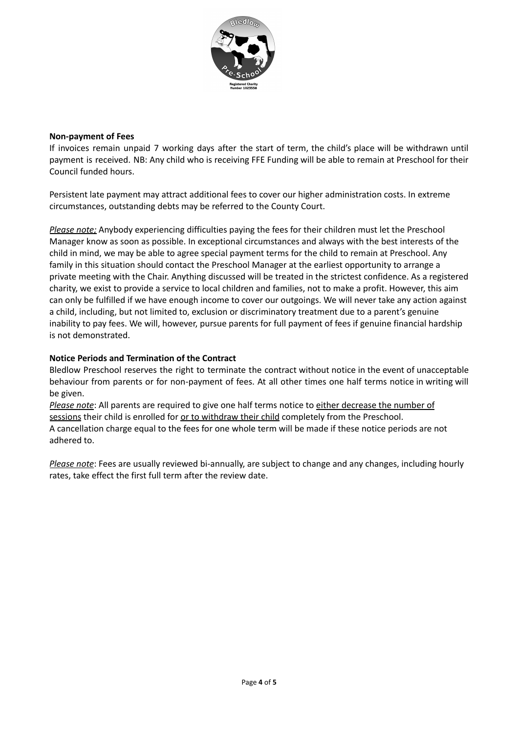**Non-payment of Fees**

If invoices remain unpaid 7 working days after the start of term, the child's place will be withdrawn until payment is received. NB: Any child who is receiving FFE Funding will be able to remain at Preschool for their Council funded hours.

Persistent late payment may attract additional fees to cover our higher administration costs. In extreme circumstances, outstanding debts may be referred to the County Court.

*Please note;* Anybody experiencing difficulties paying the fees for their children must let the Preschool Manager know as soon as possible. In exceptional circumstances and always with the best interests of the child in mind, we may be able to agree special payment terms for the child to remain at Preschool. Any family in this situation should contact the Preschool Manager at the earliest opportunity to arrange a private meeting with the Chair. Anything discussed will be treated in the strictest confidence. As a registered charity, we exist to provide a service to local children and families, not to make a profit. However, this aim can only be fulfilled if we have enough income to cover our outgoings. We will never take any action against a child, including, but not limited to, exclusion or discriminatory treatment due to a parent's genuine inability to pay fees. We will, however, pursue parents for full payment of fees if genuine financial hardship is not demonstrated.

**Notice Periods and Termination of the Contract**

Bledlow Preschool reserves the right to terminate the contract without notice in the event of unacceptable behaviour from parents or for non-payment of fees. At all other times one half terms notice in writing will be given.

*Please note*: All parents are required to give one half terms notice to either decrease the number of sessions their child is enrolled for or to withdraw their child completely from the Preschool.

A cancellation charge equal to the fees for one whole term will be made if these notice periods are not adhered to.

*Please note*: Fees are usually reviewed bi-annually, are subject to change and any changes, including hourly rates, take effect the first full term after the review date.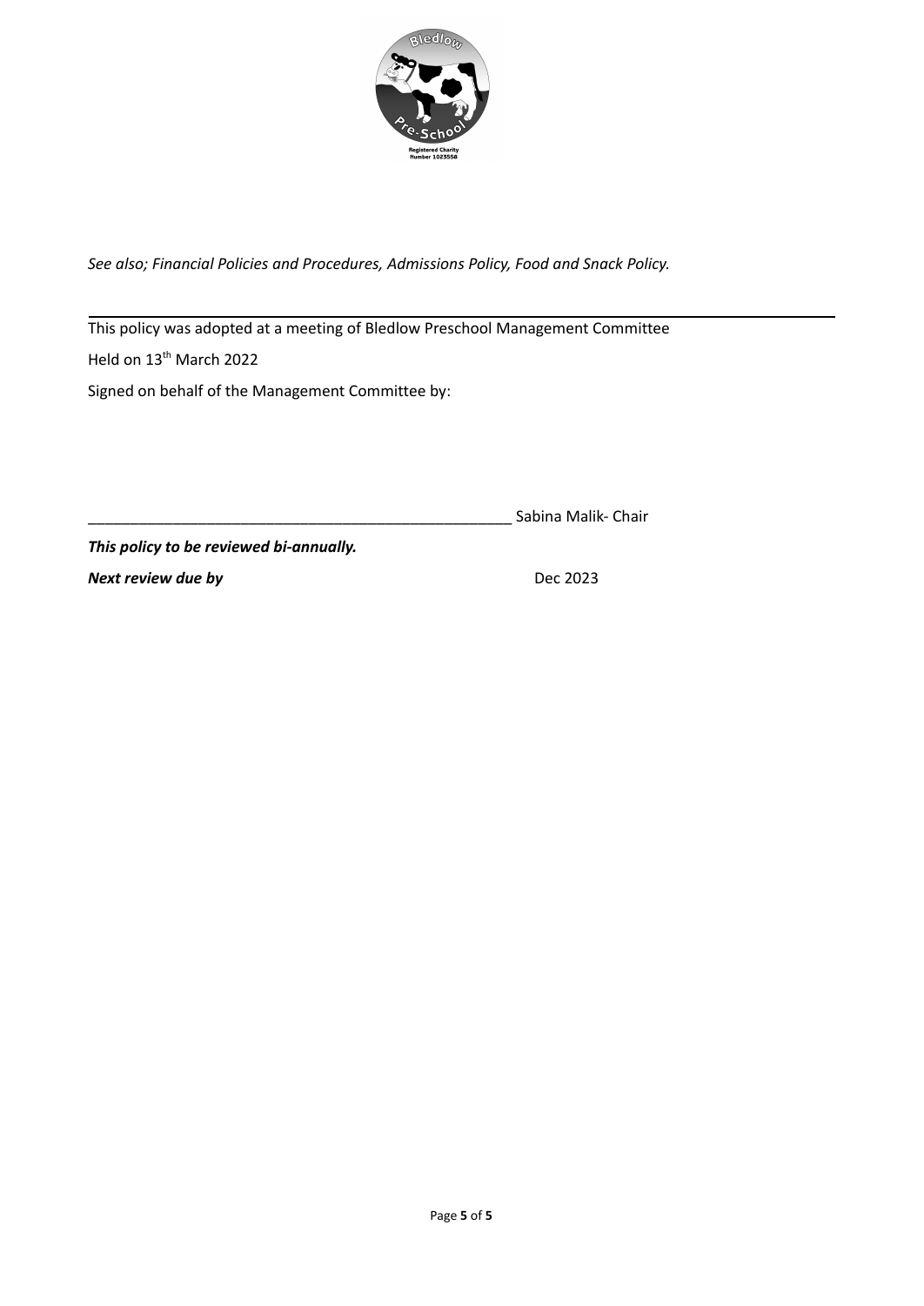*See also; Financial Policies and Procedures, Admissions Policy, Food and Snack Policy.*

---

This policy was adopted at a meeting of Bledlow Preschool Management Committee

Held on 13th March 2022

Signed on behalf of the Management Committee by:

\_\_\_\_\_\_\_\_\_\_\_\_\_\_\_\_\_\_\_\_\_\_\_\_\_\_\_\_\_\_\_\_\_\_\_\_\_\_\_\_\_\_\_\_\_\_\_\_\_\_\_\_ Sabina Malik- Chair

***This policy to be reviewed bi-annually.***

***Next review due by*** Dec 2023